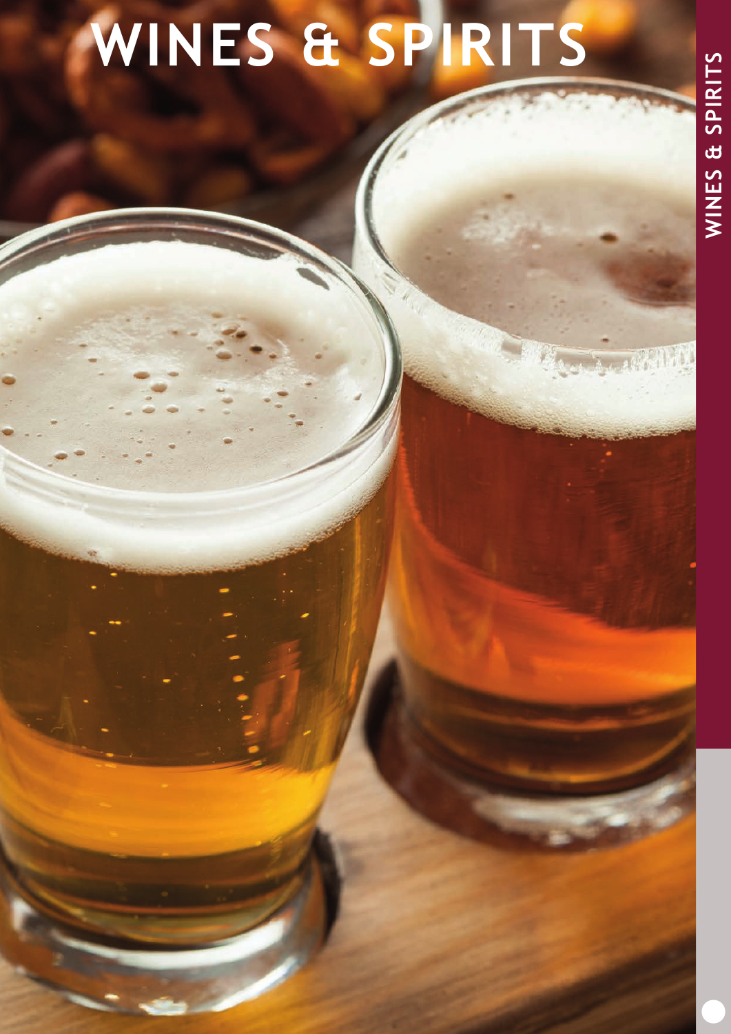# WINES & SPIRITS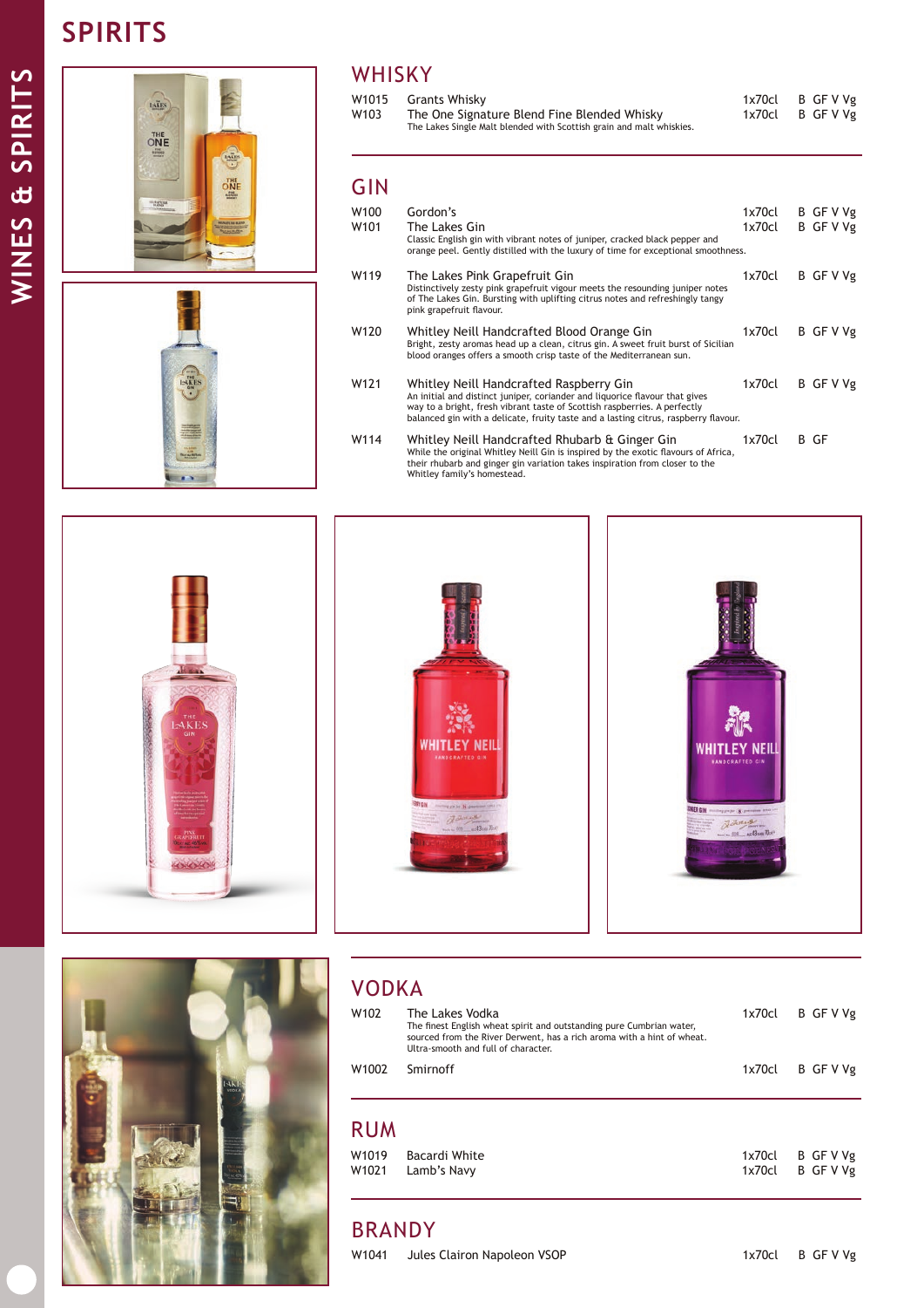# SPIRITS

## WHISKY

| Code | Product | Size | Dietary |
|---|---|---|---|
| W1015 | Grants Whisky | 1x70cl | B GF V Vg |
| W103 | The One Signature Blend Fine Blended Whisky<br>The Lakes Single Malt blended with Scottish grain and malt whiskies. | 1x70cl | B GF V Vg |

## GIN

| Code | Product | Size | Dietary |
|---|---|---|---|
| W100 | Gordon's | 1x70cl | B GF V Vg |
| W101 | The Lakes Gin<br>Classic English gin with vibrant notes of juniper, cracked black pepper and orange peel. Gently distilled with the luxury of time for exceptional smoothness. | 1x70cl | B GF V Vg |
| W119 | The Lakes Pink Grapefruit Gin<br>Distinctively zesty pink grapefruit vigour meets the resounding juniper notes of The Lakes Gin. Bursting with uplifting citrus notes and refreshingly tangy pink grapefruit flavour. | 1x70cl | B GF V Vg |
| W120 | Whitley Neill Handcrafted Blood Orange Gin<br>Bright, zesty aromas head up a clean, citrus gin. A sweet fruit burst of Sicilian blood oranges offers a smooth crisp taste of the Mediterranean sun. | 1x70cl | B GF V Vg |
| W121 | Whitley Neill Handcrafted Raspberry Gin<br>An initial and distinct juniper, coriander and liquorice flavour that gives way to a bright, fresh vibrant taste of Scottish raspberries. A perfectly balanced gin with a delicate, fruity taste and a lasting citrus, raspberry flavour. | 1x70cl | B GF V Vg |
| W114 | Whitley Neill Handcrafted Rhubarb & Ginger Gin<br>While the original Whitley Neill Gin is inspired by the exotic flavours of Africa, their rhubarb and ginger gin variation takes inspiration from closer to the Whitley family's homestead. | 1x70cl | B GF |

## VODKA

| Code | Product | Size | Dietary |
|---|---|---|---|
| W102 | The Lakes Vodka<br>The finest English wheat spirit and outstanding pure Cumbrian water, sourced from the River Derwent, has a rich aroma with a hint of wheat. Ultra-smooth and full of character. | 1x70cl | B GF V Vg |
| W1002 | Smirnoff | 1x70cl | B GF V Vg |

## RUM

| Code | Product | Size | Dietary |
|---|---|---|---|
| W1019 | Bacardi White | 1x70cl | B GF V Vg |
| W1021 | Lamb's Navy | 1x70cl | B GF V Vg |

## BRANDY

| Code | Product | Size | Dietary |
|---|---|---|---|
| W1041 | Jules Clairon Napoleon VSOP | 1x70cl | B GF V Vg |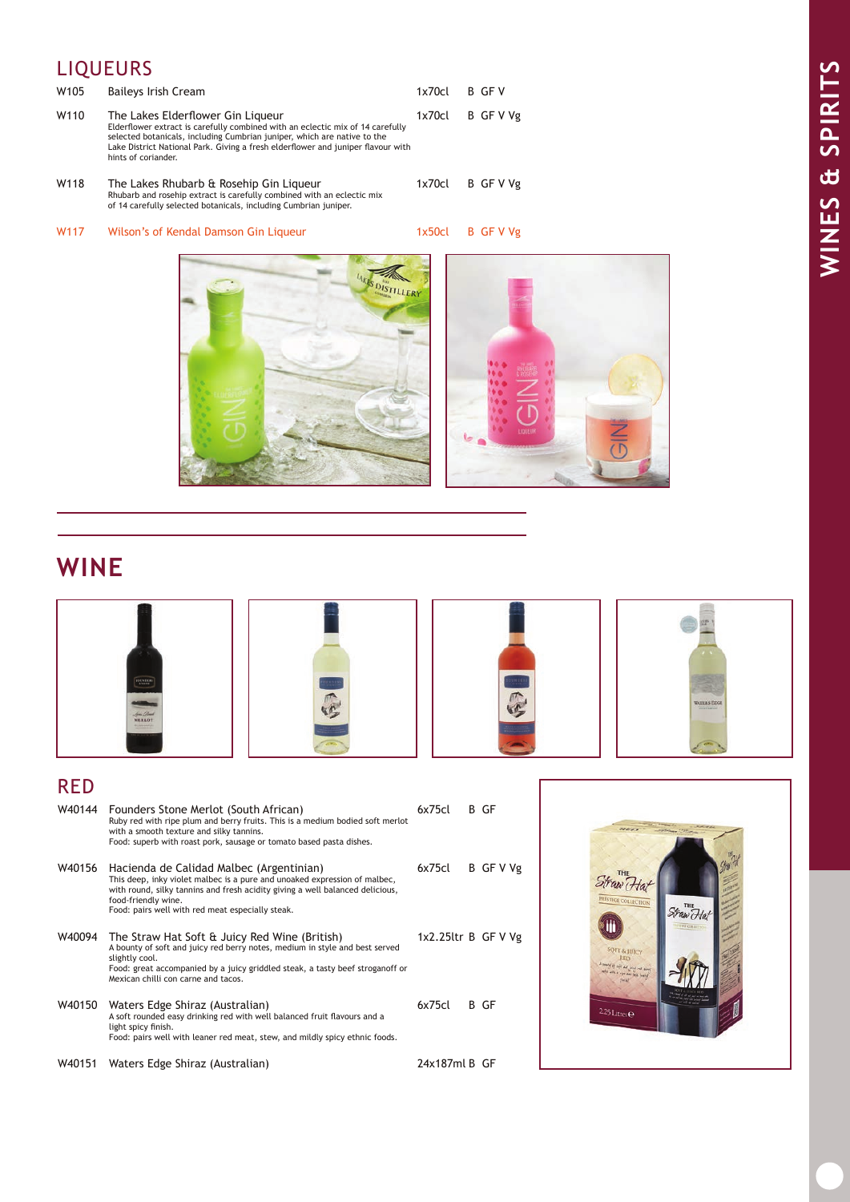## LIQUEURS

| Code | Product | Size | Info |
|---|---|---|---|
| W105 | Baileys Irish Cream | 1x70cl | B GF V |
| W110 | The Lakes Elderflower Gin Liqueur<br>Elderflower extract is carefully combined with an eclectic mix of 14 carefully selected botanicals, including Cumbrian juniper, which are native to the Lake District National Park. Giving a fresh elderflower and juniper flavour with hints of coriander. | 1x70cl | B GF V Vg |
| W118 | The Lakes Rhubarb & Rosehip Gin Liqueur<br>Rhubarb and rosehip extract is carefully combined with an eclectic mix of 14 carefully selected botanicals, including Cumbrian juniper. | 1x70cl | B GF V Vg |
| W117 | Wilson's of Kendal Damson Gin Liqueur | 1x50cl | B GF V Vg |

# WINE

## RED

| Code | Product | Size | Info |
|---|---|---|---|
| W40144 | Founders Stone Merlot (South African)<br>Ruby red with ripe plum and berry fruits. This is a medium bodied soft merlot with a smooth texture and silky tannins.<br>Food: superb with roast pork, sausage or tomato based pasta dishes. | 6x75cl | B GF |
| W40156 | Hacienda de Calidad Malbec (Argentinian)<br>This deep, inky violet malbec is a pure and unoaked expression of malbec, with round, silky tannins and fresh acidity giving a well balanced delicious, food-friendly wine.<br>Food: pairs well with red meat especially steak. | 6x75cl | B GF V Vg |
| W40094 | The Straw Hat Soft & Juicy Red Wine (British)<br>A bounty of soft and juicy red berry notes, medium in style and best served slightly cool.<br>Food: great accompanied by a juicy griddled steak, a tasty beef stroganoff or Mexican chilli con carne and tacos. | 1x2.25ltr | B GF V Vg |
| W40150 | Waters Edge Shiraz (Australian)<br>A soft rounded easy drinking red with well balanced fruit flavours and a light spicy finish.<br>Food: pairs well with leaner red meat, stew, and mildly spicy ethnic foods. | 6x75cl | B GF |
| W40151 | Waters Edge Shiraz (Australian) | 24x187ml | B GF |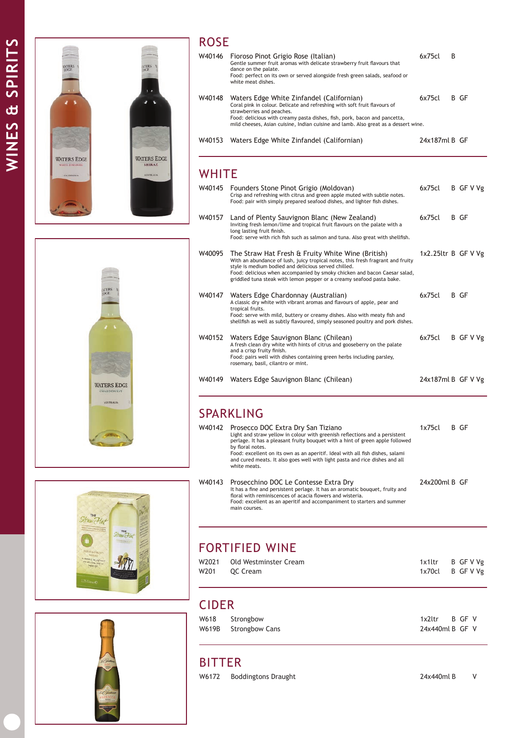## ROSE

W40146 Fioroso Pinot Grigio Rose (Italian) — 6x75cl — B
Gentle summer fruit aromas with delicate strawberry fruit flavours that dance on the palate.
Food: perfect on its own or served alongside fresh green salads, seafood or white meat dishes.

W40148 Waters Edge White Zinfandel (Californian) — 6x75cl — B GF
Coral pink in colour. Delicate and refreshing with soft fruit flavours of strawberries and peaches.
Food: delicious with creamy pasta dishes, fish, pork, bacon and pancetta, mild cheeses, Asian cuisine, Indian cuisine and lamb. Also great as a dessert wine.

W40153 Waters Edge White Zinfandel (Californian) — 24x187ml — B GF

## WHITE

W40145 Founders Stone Pinot Grigio (Moldovan) — 6x75cl — B GF V Vg
Crisp and refreshing with citrus and green apple muted with subtle notes.
Food: pair with simply prepared seafood dishes, and lighter fish dishes.

W40157 Land of Plenty Sauvignon Blanc (New Zealand) — 6x75cl — B GF
Inviting fresh lemon/lime and tropical fruit flavours on the palate with a long lasting fruit finish.
Food: serve with rich fish such as salmon and tuna. Also great with shellfish.

W40095 The Straw Hat Fresh & Fruity White Wine (British) — 1x2.25ltr — B GF V Vg
With an abundance of lush, juicy tropical notes, this fresh fragrant and fruity style is medium bodied and delicious served chilled.
Food: delicious when accompanied by smoky chicken and bacon Caesar salad, griddled tuna steak with lemon pepper or a creamy seafood pasta bake.

W40147 Waters Edge Chardonnay (Australian) — 6x75cl — B GF
A classic dry white with vibrant aromas and flavours of apple, pear and tropical fruits.
Food: serve with mild, buttery or creamy dishes. Also with meaty fish and shellfish as well as subtly flavoured, simply seasoned poultry and pork dishes.

W40152 Waters Edge Sauvignon Blanc (Chilean) — 6x75cl — B GF V Vg
A fresh clean dry white with hints of citrus and gooseberry on the palate and a crisp fruity finish.
Food: pairs well with dishes containing green herbs including parsley, rosemary, basil, cilantro or mint.

W40149 Waters Edge Sauvignon Blanc (Chilean) — 24x187ml — B GF V Vg

## SPARKLING

W40142 Prosecco DOC Extra Dry San Tiziano — 1x75cl — B GF
Light and straw yellow in colour with greenish reflections and a persistent perlage. It has a pleasant fruity bouquet with a hint of green apple followed by floral notes.
Food: excellent on its own as an aperitif. Ideal with all fish dishes, salami and cured meats. It also goes well with light pasta and rice dishes and all white meats.

W40143 Prosecchino DOC Le Contesse Extra Dry — 24x200ml — B GF
It has a fine and persistent perlage. It has an aromatic bouquet, fruity and floral with reminiscences of acacia flowers and wisteria.
Food: excellent as an aperitif and accompaniment to starters and summer main courses.

## FORTIFIED WINE

| Code | Product | Pack | Dietary |
|---|---|---|---|
| W2021 | Old Westminster Cream | 1x1ltr | B GF V Vg |
| W201 | QC Cream | 1x70cl | B GF V Vg |

## CIDER

| Code | Product | Pack | Dietary |
|---|---|---|---|
| W618 | Strongbow | 1x2ltr | B GF V |
| W619B | Strongbow Cans | 24x440ml | B GF V |

## BITTER

| Code | Product | Pack | Dietary |
|---|---|---|---|
| W6172 | Boddingtons Draught | 24x440ml | B V |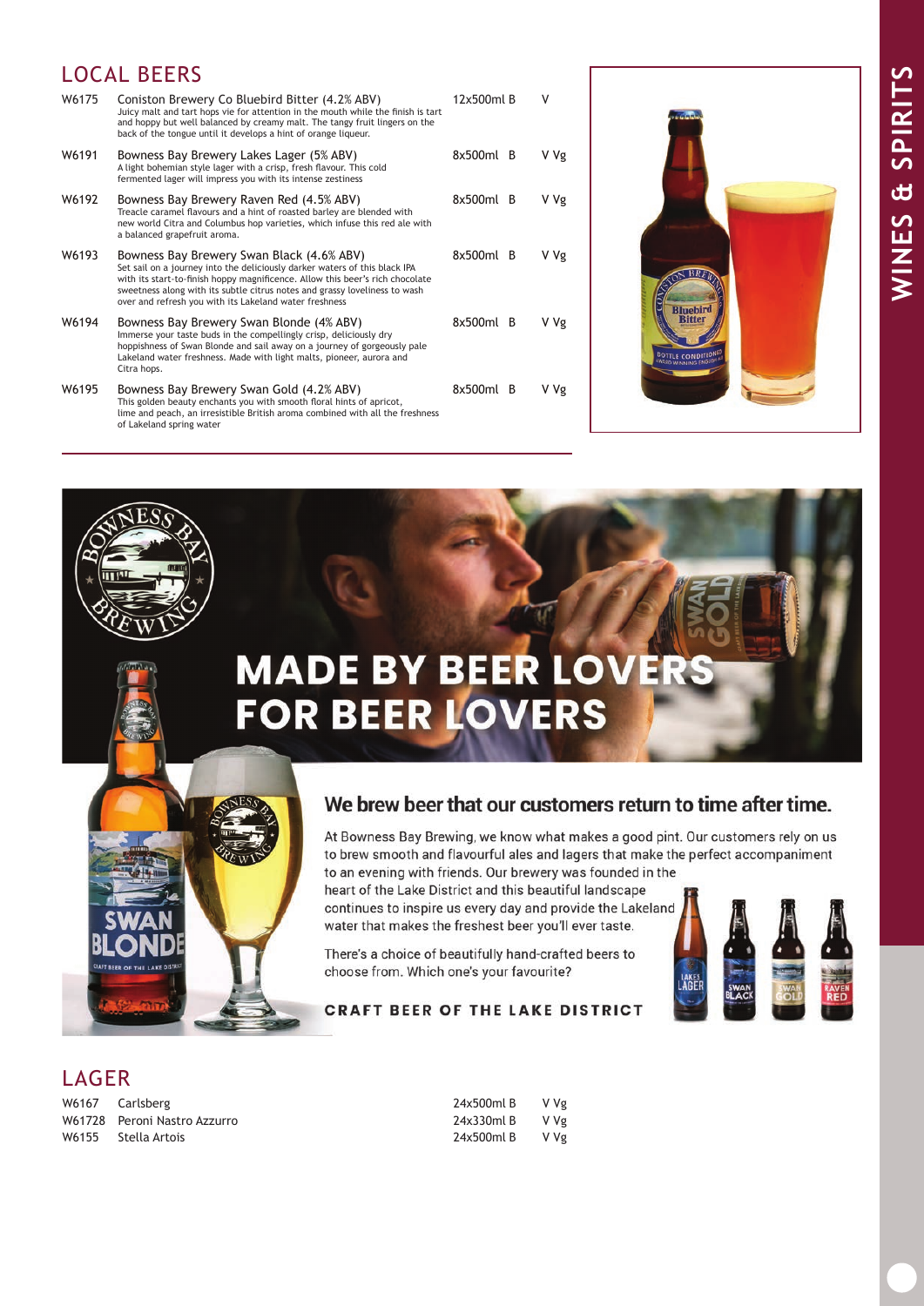## LOCAL BEERS

| | | | |
|---|---|---|---|
| W6175 | Coniston Brewery Co Bluebird Bitter (4.2% ABV)<br>Juicy malt and tart hops vie for attention in the mouth while the finish is tart and hoppy but well balanced by creamy malt. The tangy fruit lingers on the back of the tongue until it develops a hint of orange liqueur. | 12x500ml B | V |
| W6191 | Bowness Bay Brewery Lakes Lager (5% ABV)<br>A light bohemian style lager with a crisp, fresh flavour. This cold fermented lager will impress you with its intense zestiness | 8x500ml B | V Vg |
| W6192 | Bowness Bay Brewery Raven Red (4.5% ABV)<br>Treacle caramel flavours and a hint of roasted barley are blended with new world Citra and Columbus hop varieties, which infuse this red ale with a balanced grapefruit aroma. | 8x500ml B | V Vg |
| W6193 | Bowness Bay Brewery Swan Black (4.6% ABV)<br>Set sail on a journey into the deliciously darker waters of this black IPA with its start-to-finish hoppy magnificence. Allow this beer's rich chocolate sweetness along with its subtle citrus notes and grassy loveliness to wash over and refresh you with its Lakeland water freshness | 8x500ml B | V Vg |
| W6194 | Bowness Bay Brewery Swan Blonde (4% ABV)<br>Immerse your taste buds in the compellingly crisp, deliciously dry hoppishness of Swan Blonde and sail away on a journey of gorgeously pale Lakeland water freshness. Made with light malts, pioneer, aurora and Citra hops. | 8x500ml B | V Vg |
| W6195 | Bowness Bay Brewery Swan Gold (4.2% ABV)<br>This golden beauty enchants you with smooth floral hints of apricot, lime and peach, an irresistible British aroma combined with all the freshness of Lakeland spring water | 8x500ml B | V Vg |

# MADE BY BEER LOVERS FOR BEER LOVERS

### We brew beer that our customers return to time after time.

At Bowness Bay Brewing, we know what makes a good pint. Our customers rely on us to brew smooth and flavourful ales and lagers that make the perfect accompaniment to an evening with friends. Our brewery was founded in the heart of the Lake District and this beautiful landscape continues to inspire us every day and provide the Lakeland water that makes the freshest beer you'll ever taste.

There's a choice of beautifully hand-crafted beers to choose from. Which one's your favourite?

**CRAFT BEER OF THE LAKE DISTRICT**

## LAGER

| | | | |
|---|---|---|---|
| W6167 | Carlsberg | 24x500ml B | V Vg |
| W61728 | Peroni Nastro Azzurro | 24x330ml B | V Vg |
| W6155 | Stella Artois | 24x500ml B | V Vg |